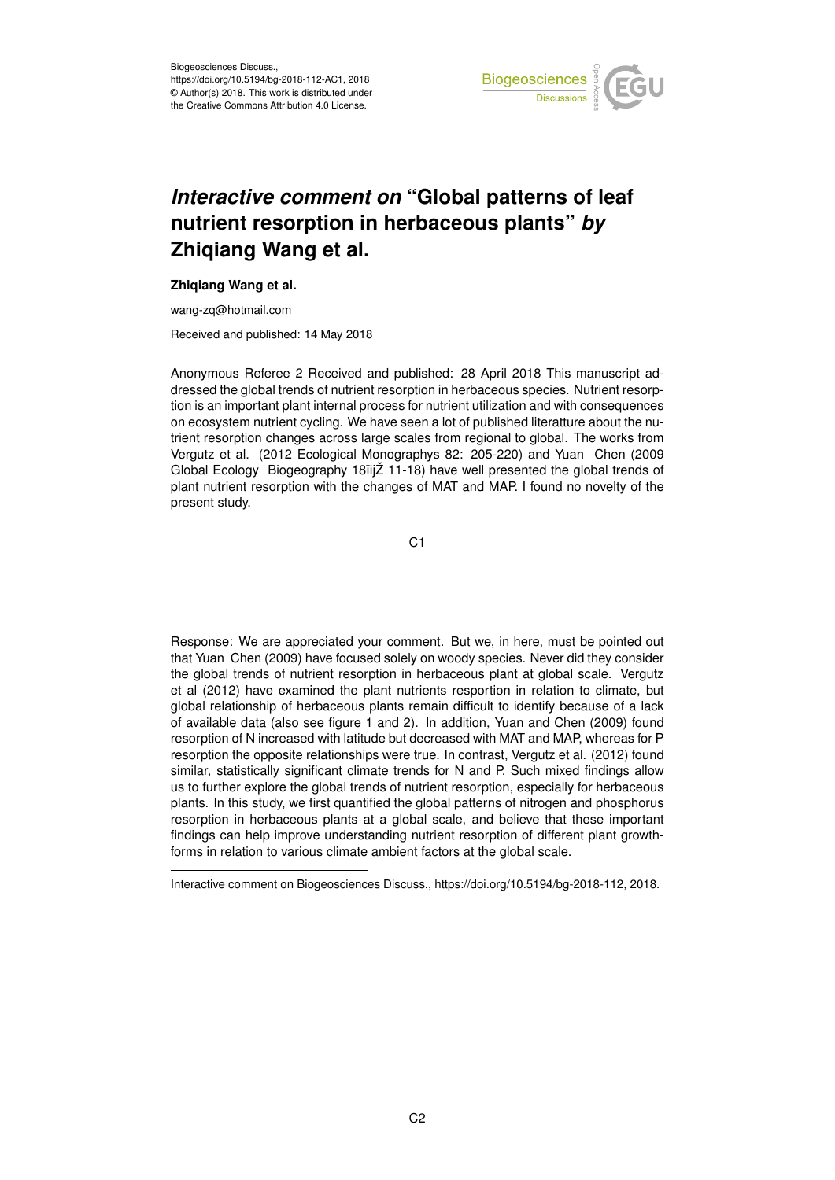Biogeosciences Discuss.,
https://doi.org/10.5194/bg-2018-112-AC1, 2018
© Author(s) 2018. This work is distributed under
the Creative Commons Attribution 4.0 License.

# *Interactive comment on* "Global patterns of leaf nutrient resorption in herbaceous plants" *by* Zhiqiang Wang et al.

**Zhiqiang Wang et al.**

wang-zq@hotmail.com

Received and published: 14 May 2018

Anonymous Referee 2 Received and published: 28 April 2018 This manuscript addressed the global trends of nutrient resorption in herbaceous species. Nutrient resorption is an important plant internal process for nutrient utilization and with consequences on ecosystem nutrient cycling. We have seen a lot of published literatture about the nutrient resorption changes across large scales from regional to global. The works from Vergutz et al. (2012 Ecological Monographs 82: 205-220) and Yuan Chen (2009 Global Ecology Biogeography 18ïijŽ 11-18) have well presented the global trends of plant nutrient resorption with the changes of MAT and MAP. I found no novelty of the present study.

Response: We are appreciated your comment. But we, in here, must be pointed out that Yuan Chen (2009) have focused solely on woody species. Never did they consider the global trends of nutrient resorption in herbaceous plant at global scale. Vergutz et al (2012) have examined the plant nutrients resportion in relation to climate, but global relationship of herbaceous plants remain difficult to identify because of a lack of available data (also see figure 1 and 2). In addition, Yuan and Chen (2009) found resorption of N increased with latitude but decreased with MAT and MAP, whereas for P resorption the opposite relationships were true. In contrast, Vergutz et al. (2012) found similar, statistically significant climate trends for N and P. Such mixed findings allow us to further explore the global trends of nutrient resorption, especially for herbaceous plants. In this study, we first quantified the global patterns of nitrogen and phosphorus resorption in herbaceous plants at a global scale, and believe that these important findings can help improve understanding nutrient resorption of different plant growth-forms in relation to various climate ambient factors at the global scale.

---

Interactive comment on Biogeosciences Discuss., https://doi.org/10.5194/bg-2018-112, 2018.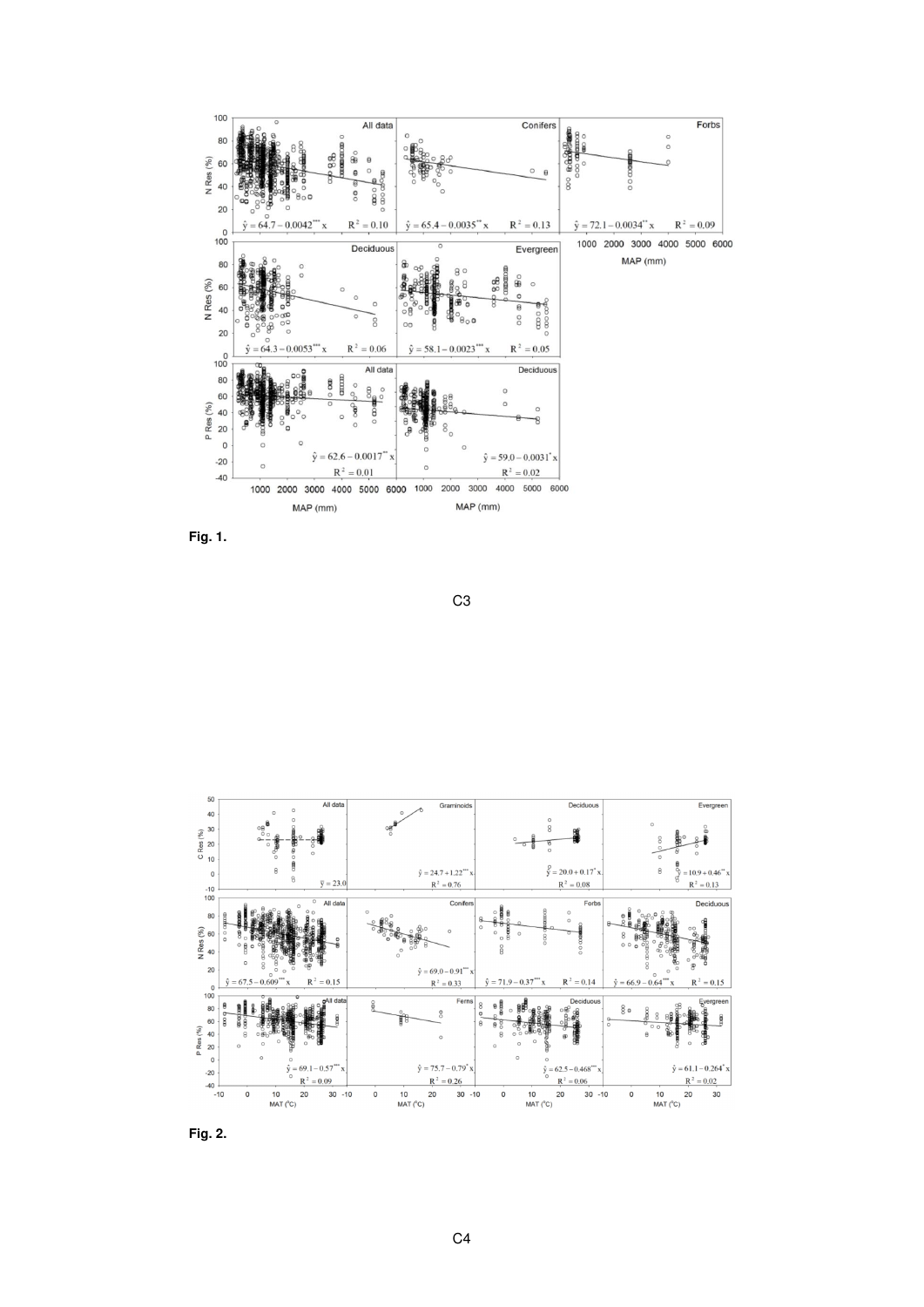All data

Conifers

Forbs

Deciduous

Evergreen

N Res (%)

$\hat{y} = 64.7 - 0.0042^{***}x$ $R^2 = 0.10$

$\hat{y} = 65.4 - 0.0035^{**}x$ $R^2 = 0.13$

$\hat{y} = 72.1 - 0.0034^{**}x$ $R^2 = 0.09$

$\hat{y} = 64.3 - 0.0053^{***}x$ $R^2 = 0.06$

$\hat{y} = 58.1 - 0.0023^{***}x$ $R^2 = 0.05$

All data

Deciduous

P Res (%)

$\hat{y} = 62.6 - 0.0017^{**}x$ $R^2 = 0.01$

$\hat{y} = 59.0 - 0.0031^{*}x$ $R^2 = 0.02$

MAP (mm)

**Fig. 1.**

All data

Graminoids

Deciduous

Evergreen

C Res (%)

$\bar{y} = 23.0$

$\hat{y} = 24.7 + 1.22^{***}x$ $R^2 = 0.76$

$\hat{y} = 20.0 + 0.17^{*}x$ $R^2 = 0.08$

$\hat{y} = 10.9 + 0.46^{**}x$ $R^2 = 0.13$

All data

Conifers

Forbs

Deciduous

N Res (%)

$\hat{y} = 67.5 - 0.609^{***}x$ $R^2 = 0.15$

$\hat{y} = 69.0 - 0.91^{***}x$ $R^2 = 0.33$

$\hat{y} = 71.9 - 0.37^{***}x$ $R^2 = 0.14$

$\hat{y} = 66.9 - 0.64^{***}x$ $R^2 = 0.15$

All data

Ferns

Deciduous

Evergreen

P Res (%)

$\hat{y} = 69.1 - 0.57^{***}x$ $R^2 = 0.09$

$\hat{y} = 75.7 - 0.79^{*}x$ $R^2 = 0.26$

$\hat{y} = 62.5 - 0.468^{***}x$ $R^2 = 0.06$

$\hat{y} = 61.1 - 0.264^{*}x$ $R^2 = 0.02$

MAT (°C)

**Fig. 2.**